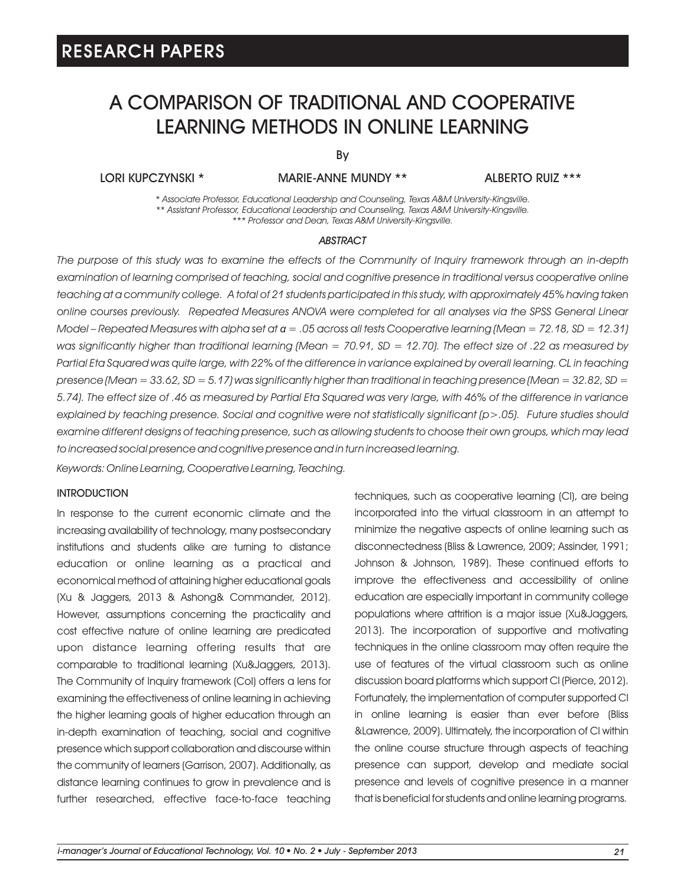RESEARCH PAPERS

# A COMPARISON OF TRADITIONAL AND COOPERATIVE LEARNING METHODS IN ONLINE LEARNING

By

LORI KUPCZYNSKI * MARIE-ANNE MUNDY ** ALBERTO RUIZ ***

*\* Associate Professor, Educational Leadership and Counseling, Texas A&M University-Kingsville.*
*\*\* Assistant Professor, Educational Leadership and Counseling, Texas A&M University-Kingsville.*
*\*\*\* Professor and Dean, Texas A&M University-Kingsville.*

## *ABSTRACT*

*The purpose of this study was to examine the effects of the Community of Inquiry framework through an in-depth examination of learning comprised of teaching, social and cognitive presence in traditional versus cooperative online teaching at a community college. A total of 21 students participated in this study, with approximately 45% having taken online courses previously. Repeated Measures ANOVA were completed for all analyses via the SPSS General Linear Model – Repeated Measures with alpha set at $\alpha = .05$ across all tests Cooperative learning (Mean = 72.18, SD = 12.31) was significantly higher than traditional learning (Mean = 70.91, SD = 12.70). The effect size of .22 as measured by Partial Eta Squared was quite large, with 22% of the difference in variance explained by overall learning. CL in teaching presence (Mean = 33.62, SD = 5.17) was significantly higher than traditional in teaching presence (Mean = 32.82, SD = 5.74). The effect size of .46 as measured by Partial Eta Squared was very large, with 46% of the difference in variance explained by teaching presence. Social and cognitive were not statistically significant ($p > .05$). Future studies should examine different designs of teaching presence, such as allowing students to choose their own groups, which may lead to increased social presence and cognitive presence and in turn increased learning.*

*Keywords: Online Learning, Cooperative Learning, Teaching.*

## INTRODUCTION

In response to the current economic climate and the increasing availability of technology, many postsecondary institutions and students alike are turning to distance education or online learning as a practical and economical method of attaining higher educational goals (Xu & Jaggers, 2013 & Ashong& Commander, 2012). However, assumptions concerning the practicality and cost effective nature of online learning are predicated upon distance learning offering results that are comparable to traditional learning (Xu&Jaggers, 2013). The Community of Inquiry framework (CoI) offers a lens for examining the effectiveness of online learning in achieving the higher learning goals of higher education through an in-depth examination of teaching, social and cognitive presence which support collaboration and discourse within the community of learners (Garrison, 2007). Additionally, as distance learning continues to grow in prevalence and is further researched, effective face-to-face teaching techniques, such as cooperative learning (CI), are being incorporated into the virtual classroom in an attempt to minimize the negative aspects of online learning such as disconnectedness (Bliss & Lawrence, 2009; Assinder, 1991; Johnson & Johnson, 1989). These continued efforts to improve the effectiveness and accessibility of online education are especially important in community college populations where attrition is a major issue (Xu&Jaggers, 2013). The incorporation of supportive and motivating techniques in the online classroom may often require the use of features of the virtual classroom such as online discussion board platforms which support CI (Pierce, 2012). Fortunately, the implementation of computer supported CI in online learning is easier than ever before (Bliss &Lawrence, 2009). Ultimately, the incorporation of CI within the online course structure through aspects of teaching presence can support, develop and mediate social presence and levels of cognitive presence in a manner that is beneficial for students and online learning programs.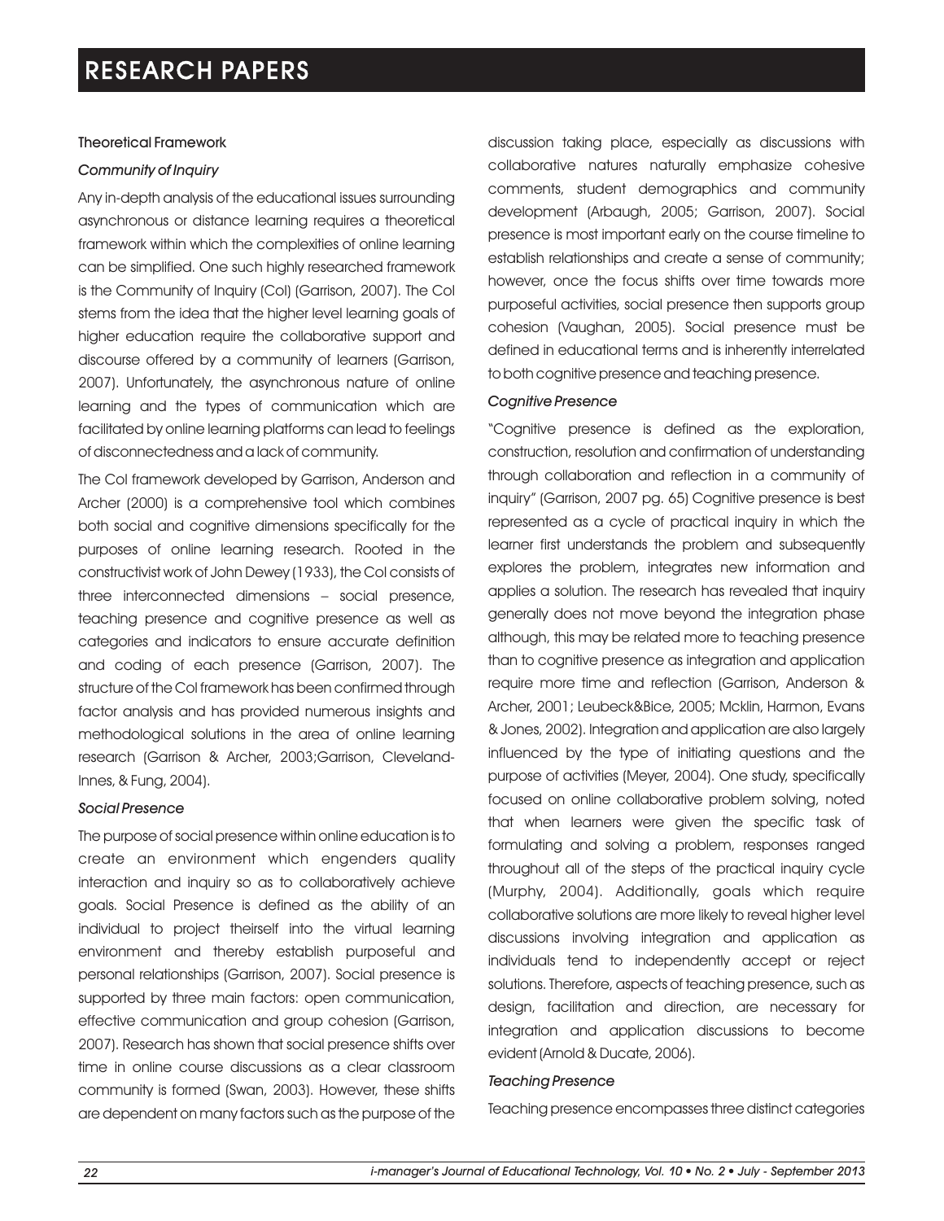## Theoretical Framework

### *Community of Inquiry*

Any in-depth analysis of the educational issues surrounding asynchronous or distance learning requires a theoretical framework within which the complexities of online learning can be simplified. One such highly researched framework is the Community of Inquiry (CoI) (Garrison, 2007). The CoI stems from the idea that the higher level learning goals of higher education require the collaborative support and discourse offered by a community of learners (Garrison, 2007). Unfortunately, the asynchronous nature of online learning and the types of communication which are facilitated by online learning platforms can lead to feelings of disconnectedness and a lack of community.

The CoI framework developed by Garrison, Anderson and Archer (2000) is a comprehensive tool which combines both social and cognitive dimensions specifically for the purposes of online learning research. Rooted in the constructivist work of John Dewey (1933), the CoI consists of three interconnected dimensions – social presence, teaching presence and cognitive presence as well as categories and indicators to ensure accurate definition and coding of each presence (Garrison, 2007). The structure of the CoI framework has been confirmed through factor analysis and has provided numerous insights and methodological solutions in the area of online learning research (Garrison & Archer, 2003;Garrison, Cleveland-Innes, & Fung, 2004).

### *Social Presence*

The purpose of social presence within online education is to create an environment which engenders quality interaction and inquiry so as to collaboratively achieve goals. Social Presence is defined as the ability of an individual to project theirself into the virtual learning environment and thereby establish purposeful and personal relationships (Garrison, 2007). Social presence is supported by three main factors: open communication, effective communication and group cohesion (Garrison, 2007). Research has shown that social presence shifts over time in online course discussions as a clear classroom community is formed (Swan, 2003). However, these shifts are dependent on many factors such as the purpose of the discussion taking place, especially as discussions with collaborative natures naturally emphasize cohesive comments, student demographics and community development (Arbaugh, 2005; Garrison, 2007). Social presence is most important early on the course timeline to establish relationships and create a sense of community; however, once the focus shifts over time towards more purposeful activities, social presence then supports group cohesion (Vaughan, 2005). Social presence must be defined in educational terms and is inherently interrelated to both cognitive presence and teaching presence.

### *Cognitive Presence*

"Cognitive presence is defined as the exploration, construction, resolution and confirmation of understanding through collaboration and reflection in a community of inquiry" (Garrison, 2007 pg. 65) Cognitive presence is best represented as a cycle of practical inquiry in which the learner first understands the problem and subsequently explores the problem, integrates new information and applies a solution. The research has revealed that inquiry generally does not move beyond the integration phase although, this may be related more to teaching presence than to cognitive presence as integration and application require more time and reflection (Garrison, Anderson & Archer, 2001; Leubeck&Bice, 2005; Mcklin, Harmon, Evans & Jones, 2002). Integration and application are also largely influenced by the type of initiating questions and the purpose of activities (Meyer, 2004). One study, specifically focused on online collaborative problem solving, noted that when learners were given the specific task of formulating and solving a problem, responses ranged throughout all of the steps of the practical inquiry cycle (Murphy, 2004). Additionally, goals which require collaborative solutions are more likely to reveal higher level discussions involving integration and application as individuals tend to independently accept or reject solutions. Therefore, aspects of teaching presence, such as design, facilitation and direction, are necessary for integration and application discussions to become evident (Arnold & Ducate, 2006).

### *Teaching Presence*

Teaching presence encompasses three distinct categories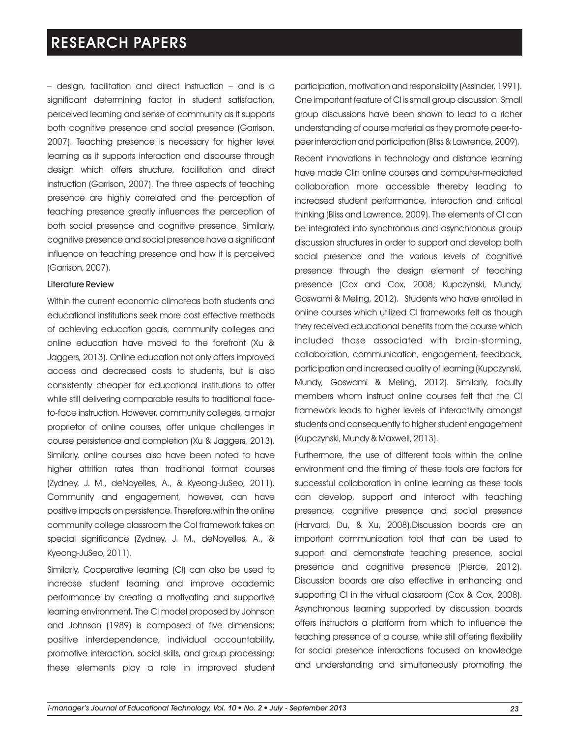– design, facilitation and direct instruction – and is a significant determining factor in student satisfaction, perceived learning and sense of community as it supports both cognitive presence and social presence (Garrison, 2007). Teaching presence is necessary for higher level learning as it supports interaction and discourse through design which offers structure, facilitation and direct instruction (Garrison, 2007). The three aspects of teaching presence are highly correlated and the perception of teaching presence greatly influences the perception of both social presence and cognitive presence. Similarly, cognitive presence and social presence have a significant influence on teaching presence and how it is perceived (Garrison, 2007).

## Literature Review

Within the current economic climateas both students and educational institutions seek more cost effective methods of achieving education goals, community colleges and online education have moved to the forefront (Xu & Jaggers, 2013). Online education not only offers improved access and decreased costs to students, but is also consistently cheaper for educational institutions to offer while still delivering comparable results to traditional face-to-face instruction. However, community colleges, a major proprietor of online courses, offer unique challenges in course persistence and completion (Xu & Jaggers, 2013). Similarly, online courses also have been noted to have higher attrition rates than traditional format courses (Zydney, J. M., deNoyelles, A., & Kyeong-JuSeo, 2011). Community and engagement, however, can have positive impacts on persistence. Therefore,within the online community college classroom the CoI framework takes on special significance (Zydney, J. M., deNoyelles, A., & Kyeong-JuSeo, 2011).

Similarly, Cooperative learning (Cl) can also be used to increase student learning and improve academic performance by creating a motivating and supportive learning environment. The Cl model proposed by Johnson and Johnson (1989) is composed of five dimensions: positive interdependence, individual accountability, promotive interaction, social skills, and group processing; these elements play a role in improved student participation, motivation and responsibility (Assinder, 1991). One important feature of Cl is small group discussion. Small group discussions have been shown to lead to a richer understanding of course material as they promote peer-to-peer interaction and participation (Bliss & Lawrence, 2009).

Recent innovations in technology and distance learning have made Clin online courses and computer-mediated collaboration more accessible thereby leading to increased student performance, interaction and critical thinking (Bliss and Lawrence, 2009). The elements of Cl can be integrated into synchronous and asynchronous group discussion structures in order to support and develop both social presence and the various levels of cognitive presence through the design element of teaching presence (Cox and Cox, 2008; Kupczynski, Mundy, Goswami & Meling, 2012). Students who have enrolled in online courses which utilized Cl frameworks felt as though they received educational benefits from the course which included those associated with brain-storming, collaboration, communication, engagement, feedback, participation and increased quality of learning (Kupczynski, Mundy, Goswami & Meling, 2012). Similarly, faculty members whom instruct online courses felt that the Cl framework leads to higher levels of interactivity amongst students and consequently to higher student engagement (Kupczynski, Mundy & Maxwell, 2013).

Furthermore, the use of different tools within the online environment and the timing of these tools are factors for successful collaboration in online learning as these tools can develop, support and interact with teaching presence, cognitive presence and social presence (Harvard, Du, & Xu, 2008).Discussion boards are an important communication tool that can be used to support and demonstrate teaching presence, social presence and cognitive presence (Pierce, 2012). Discussion boards are also effective in enhancing and supporting Cl in the virtual classroom (Cox & Cox, 2008). Asynchronous learning supported by discussion boards offers instructors a platform from which to influence the teaching presence of a course, while still offering flexibility for social presence interactions focused on knowledge and understanding and simultaneously promoting the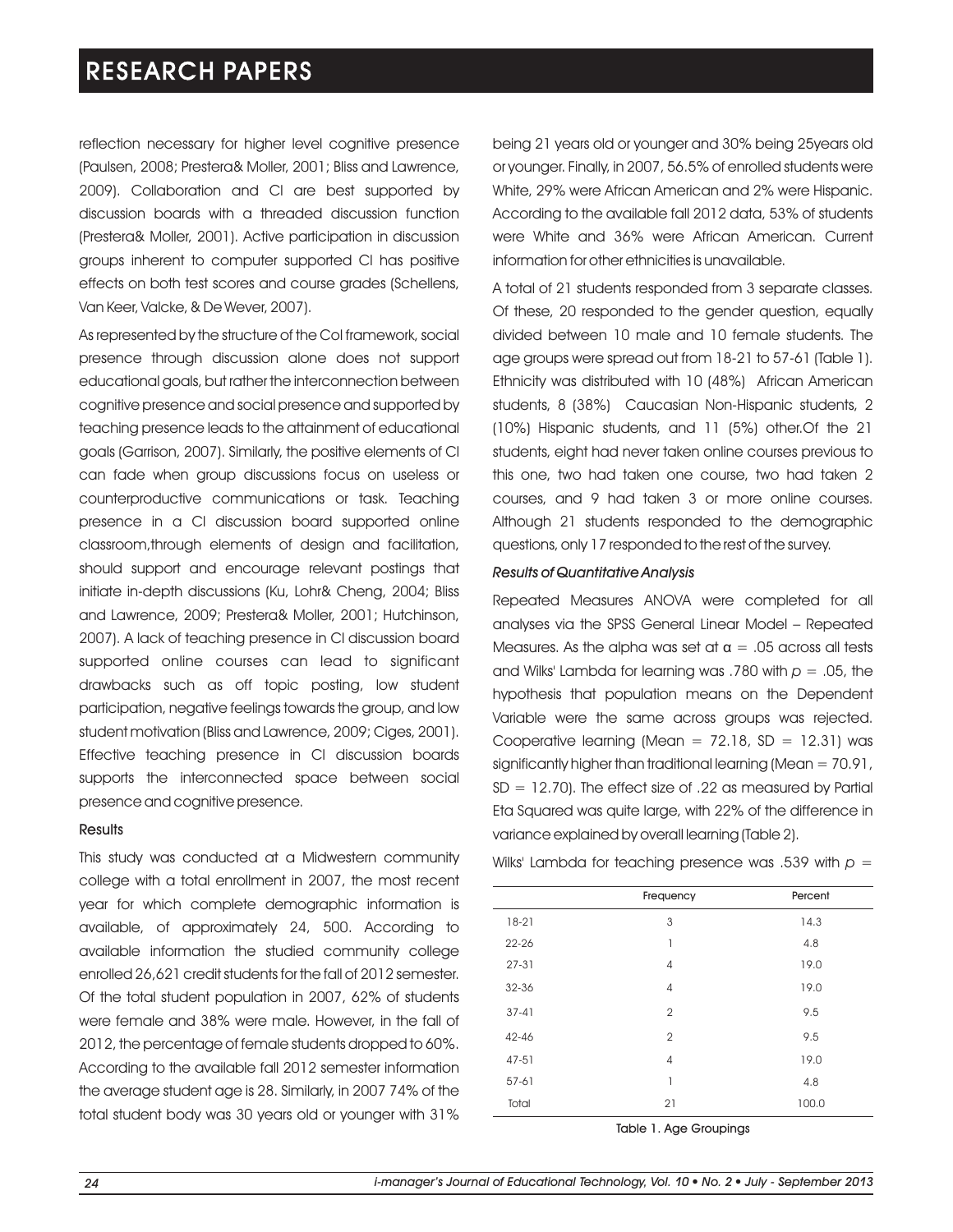reflection necessary for higher level cognitive presence (Paulsen, 2008; Prestera& Moller, 2001; Bliss and Lawrence, 2009). Collaboration and CI are best supported by discussion boards with a threaded discussion function (Prestera& Moller, 2001). Active participation in discussion groups inherent to computer supported CI has positive effects on both test scores and course grades (Schellens, Van Keer, Valcke, & De Wever, 2007).

As represented by the structure of the CoI framework, social presence through discussion alone does not support educational goals, but rather the interconnection between cognitive presence and social presence and supported by teaching presence leads to the attainment of educational goals (Garrison, 2007). Similarly, the positive elements of CI can fade when group discussions focus on useless or counterproductive communications or task. Teaching presence in a CI discussion board supported online classroom,through elements of design and facilitation, should support and encourage relevant postings that initiate in-depth discussions (Ku, Lohr& Cheng, 2004; Bliss and Lawrence, 2009; Prestera& Moller, 2001; Hutchinson, 2007). A lack of teaching presence in CI discussion board supported online courses can lead to significant drawbacks such as off topic posting, low student participation, negative feelings towards the group, and low student motivation (Bliss and Lawrence, 2009; Ciges, 2001). Effective teaching presence in CI discussion boards supports the interconnected space between social presence and cognitive presence.

### Results

This study was conducted at a Midwestern community college with a total enrollment in 2007, the most recent year for which complete demographic information is available, of approximately 24, 500. According to available information the studied community college enrolled 26,621 credit students for the fall of 2012 semester. Of the total student population in 2007, 62% of students were female and 38% were male. However, in the fall of 2012, the percentage of female students dropped to 60%. According to the available fall 2012 semester information the average student age is 28. Similarly, in 2007 74% of the total student body was 30 years old or younger with 31% being 21 years old or younger and 30% being 25years old or younger. Finally, in 2007, 56.5% of enrolled students were White, 29% were African American and 2% were Hispanic. According to the available fall 2012 data, 53% of students were White and 36% were African American. Current information for other ethnicities is unavailable.

A total of 21 students responded from 3 separate classes. Of these, 20 responded to the gender question, equally divided between 10 male and 10 female students. The age groups were spread out from 18-21 to 57-61 (Table 1). Ethnicity was distributed with 10 (48%) African American students, 8 (38%) Caucasian Non-Hispanic students, 2 (10%) Hispanic students, and 11 (5%) other.Of the 21 students, eight had never taken online courses previous to this one, two had taken one course, two had taken 2 courses, and 9 had taken 3 or more online courses. Although 21 students responded to the demographic questions, only 17 responded to the rest of the survey.

#### *Results of Quantitative Analysis*

Repeated Measures ANOVA were completed for all analyses via the SPSS General Linear Model – Repeated Measures. As the alpha was set at $\alpha = .05$ across all tests and Wilks' Lambda for learning was .780 with $p = .05$, the hypothesis that population means on the Dependent Variable were the same across groups was rejected. Cooperative learning (Mean = 72.18, SD = 12.31) was significantly higher than traditional learning (Mean = 70.91, SD = 12.70). The effect size of .22 as measured by Partial Eta Squared was quite large, with 22% of the difference in variance explained by overall learning (Table 2).

Wilks' Lambda for teaching presence was .539 with $p =$

| | Frequency | Percent |
|---|---|---|
| 18-21 | 3 | 14.3 |
| 22-26 | 1 | 4.8 |
| 27-31 | 4 | 19.0 |
| 32-36 | 4 | 19.0 |
| 37-41 | 2 | 9.5 |
| 42-46 | 2 | 9.5 |
| 47-51 | 4 | 19.0 |
| 57-61 | 1 | 4.8 |
| Total | 21 | 100.0 |

Table 1. Age Groupings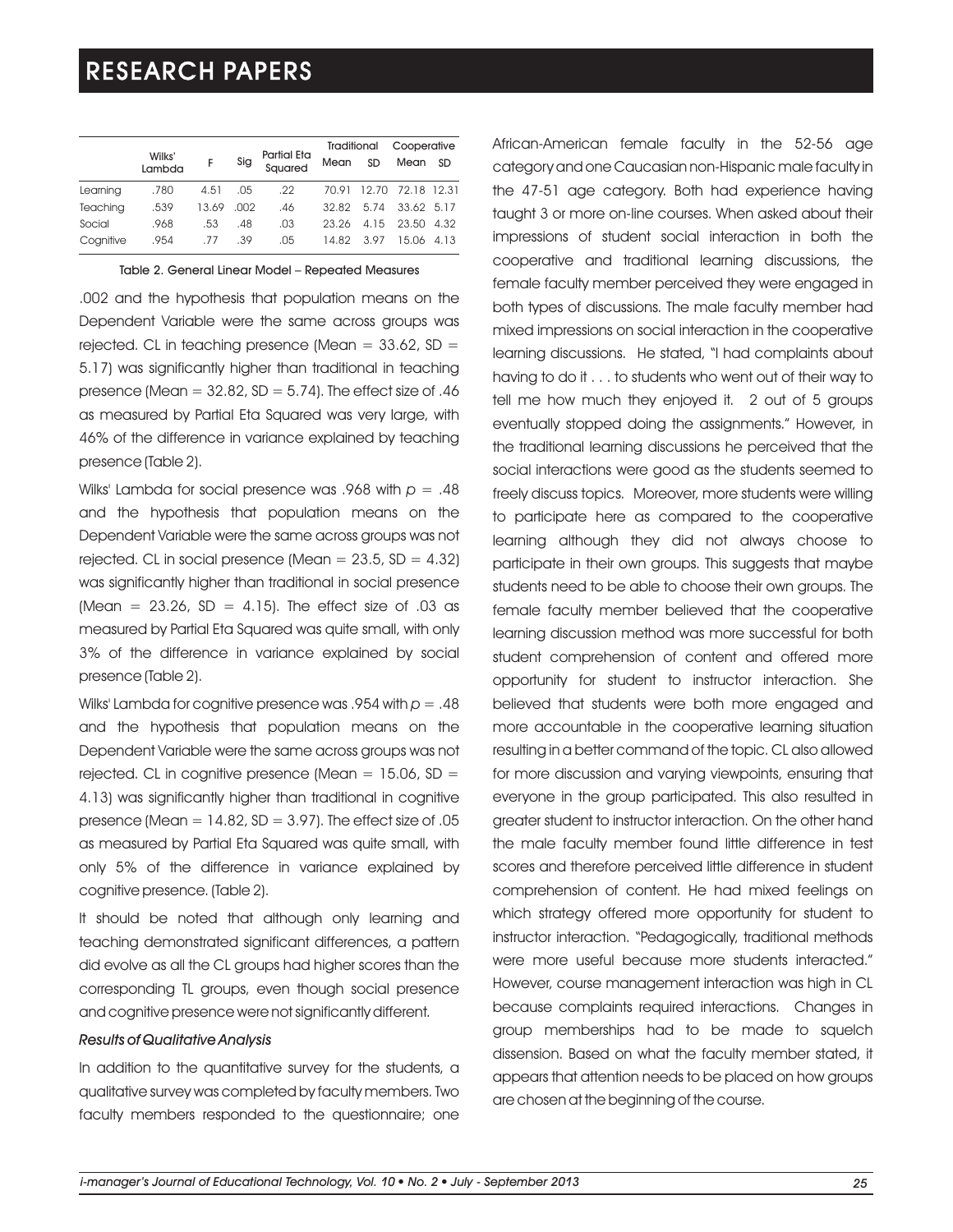| | Wilks' Lambda | F | Sig | Partial Eta Squared | Traditional Mean | Traditional SD | Cooperative Mean | Cooperative SD |
|---|---|---|---|---|---|---|---|---|
| Learning | .780 | 4.51 | .05 | .22 | 70.91 | 12.70 | 72.18 | 12.31 |
| Teaching | .539 | 13.69 | .002 | .46 | 32.82 | 5.74 | 33.62 | 5.17 |
| Social | .968 | .53 | .48 | .03 | 23.26 | 4.15 | 23.50 | 4.32 |
| Cognitive | .954 | .77 | .39 | .05 | 14.82 | 3.97 | 15.06 | 4.13 |

Table 2. General Linear Model – Repeated Measures

.002 and the hypothesis that population means on the Dependent Variable were the same across groups was rejected. CL in teaching presence (Mean = 33.62, SD = 5.17) was significantly higher than traditional in teaching presence (Mean = 32.82, SD = 5.74). The effect size of .46 as measured by Partial Eta Squared was very large, with 46% of the difference in variance explained by teaching presence (Table 2).

Wilks' Lambda for social presence was .968 with $p = .48$ and the hypothesis that population means on the Dependent Variable were the same across groups was not rejected. CL in social presence (Mean = 23.5, SD = 4.32) was significantly higher than traditional in social presence (Mean = 23.26, SD = 4.15). The effect size of .03 as measured by Partial Eta Squared was quite small, with only 3% of the difference in variance explained by social presence (Table 2).

Wilks' Lambda for cognitive presence was .954 with $p = .48$ and the hypothesis that population means on the Dependent Variable were the same across groups was not rejected. CL in cognitive presence (Mean = 15.06, SD = 4.13) was significantly higher than traditional in cognitive presence (Mean = 14.82, SD = 3.97). The effect size of .05 as measured by Partial Eta Squared was quite small, with only 5% of the difference in variance explained by cognitive presence. (Table 2).

It should be noted that although only learning and teaching demonstrated significant differences, a pattern did evolve as all the CL groups had higher scores than the corresponding TL groups, even though social presence and cognitive presence were not significantly different.

*Results of Qualitative Analysis*

In addition to the quantitative survey for the students, a qualitative survey was completed by faculty members. Two faculty members responded to the questionnaire; one African-American female faculty in the 52-56 age category and one Caucasian non-Hispanic male faculty in the 47-51 age category. Both had experience having taught 3 or more on-line courses. When asked about their impressions of student social interaction in both the cooperative and traditional learning discussions, the female faculty member perceived they were engaged in both types of discussions. The male faculty member had mixed impressions on social interaction in the cooperative learning discussions. He stated, "I had complaints about having to do it . . . to students who went out of their way to tell me how much they enjoyed it. 2 out of 5 groups eventually stopped doing the assignments." However, in the traditional learning discussions he perceived that the social interactions were good as the students seemed to freely discuss topics. Moreover, more students were willing to participate here as compared to the cooperative learning although they did not always choose to participate in their own groups. This suggests that maybe students need to be able to choose their own groups. The female faculty member believed that the cooperative learning discussion method was more successful for both student comprehension of content and offered more opportunity for student to instructor interaction. She believed that students were both more engaged and more accountable in the cooperative learning situation resulting in a better command of the topic. CL also allowed for more discussion and varying viewpoints, ensuring that everyone in the group participated. This also resulted in greater student to instructor interaction. On the other hand the male faculty member found little difference in test scores and therefore perceived little difference in student comprehension of content. He had mixed feelings on which strategy offered more opportunity for student to instructor interaction. "Pedagogically, traditional methods were more useful because more students interacted." However, course management interaction was high in CL because complaints required interactions. Changes in group memberships had to be made to squelch dissension. Based on what the faculty member stated, it appears that attention needs to be placed on how groups are chosen at the beginning of the course.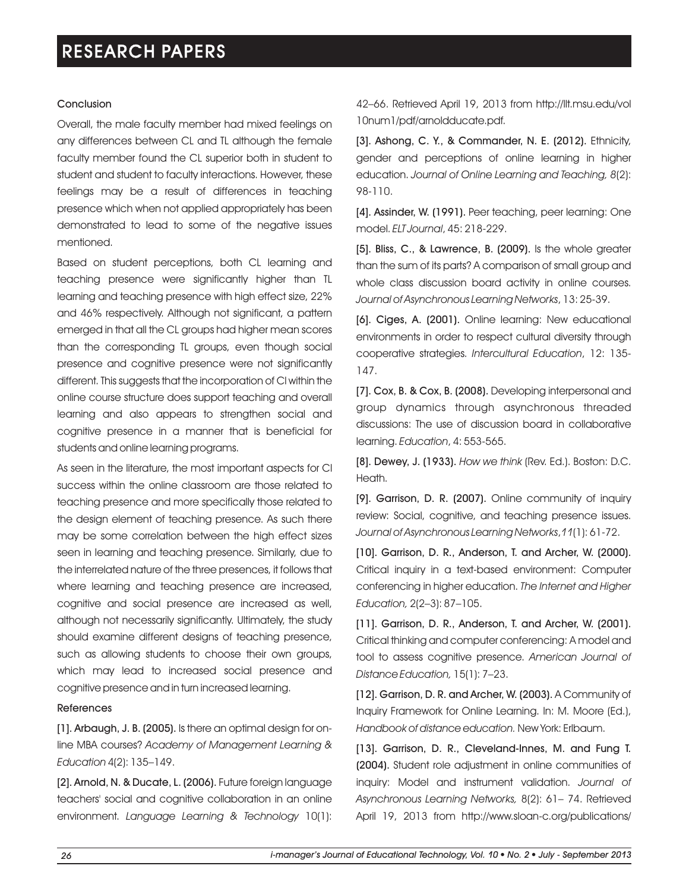### Conclusion

Overall, the male faculty member had mixed feelings on any differences between CL and TL although the female faculty member found the CL superior both in student to student and student to faculty interactions. However, these feelings may be a result of differences in teaching presence which when not applied appropriately has been demonstrated to lead to some of the negative issues mentioned.

Based on student perceptions, both CL learning and teaching presence were significantly higher than TL learning and teaching presence with high effect size, 22% and 46% respectively. Although not significant, a pattern emerged in that all the CL groups had higher mean scores than the corresponding TL groups, even though social presence and cognitive presence were not significantly different. This suggests that the incorporation of CI within the online course structure does support teaching and overall learning and also appears to strengthen social and cognitive presence in a manner that is beneficial for students and online learning programs.

As seen in the literature, the most important aspects for CI success within the online classroom are those related to teaching presence and more specifically those related to the design element of teaching presence. As such there may be some correlation between the high effect sizes seen in learning and teaching presence. Similarly, due to the interrelated nature of the three presences, it follows that where learning and teaching presence are increased, cognitive and social presence are increased as well, although not necessarily significantly. Ultimately, the study should examine different designs of teaching presence, such as allowing students to choose their own groups, which may lead to increased social presence and cognitive presence and in turn increased learning.

### References

**[1]. Arbaugh, J. B. (2005).** Is there an optimal design for on-line MBA courses? *Academy of Management Learning & Education* 4(2): 135–149.

**[2]. Arnold, N. & Ducate, L. (2006).** Future foreign language teachers' social and cognitive collaboration in an online environment. *Language Learning & Technology* 10(1): 42–66. Retrieved April 19, 2013 from http://llt.msu.edu/vol10num1/pdf/arnoldducate.pdf.

**[3]. Ashong, C. Y., & Commander, N. E. (2012).** Ethnicity, gender and perceptions of online learning in higher education. *Journal of Online Learning and Teaching, 8*(2): 98-110.

**[4]. Assinder, W. (1991).** Peer teaching, peer learning: One model. *ELT Journal*, 45: 218-229.

**[5]. Bliss, C., & Lawrence, B. (2009).** Is the whole greater than the sum of its parts? A comparison of small group and whole class discussion board activity in online courses. *Journal of Asynchronous Learning Networks*, 13: 25-39.

**[6]. Ciges, A. (2001).** Online learning: New educational environments in order to respect cultural diversity through cooperative strategies. *Intercultural Education*, 12: 135-147.

**[7]. Cox, B. & Cox, B. (2008).** Developing interpersonal and group dynamics through asynchronous threaded discussions: The use of discussion board in collaborative learning. *Education*, 4: 553-565.

**[8]. Dewey, J. (1933).** *How we think* (Rev. Ed.). Boston: D.C. Heath.

**[9]. Garrison, D. R. (2007).** Online community of inquiry review: Social, cognitive, and teaching presence issues. *Journal of Asynchronous Learning Networks*,*11*(1): 61-72.

**[10]. Garrison, D. R., Anderson, T. and Archer, W. (2000).** Critical inquiry in a text-based environment: Computer conferencing in higher education. *The Internet and Higher Education,* 2(2–3): 87–105.

**[11]. Garrison, D. R., Anderson, T. and Archer, W. (2001).** Critical thinking and computer conferencing: A model and tool to assess cognitive presence. *American Journal of Distance Education,* 15(1): 7–23.

**[12]. Garrison, D. R. and Archer, W. (2003).** A Community of Inquiry Framework for Online Learning. In: M. Moore (Ed.), *Handbook of distance education.* New York: Erlbaum.

**[13]. Garrison, D. R., Cleveland-Innes, M. and Fung T. (2004).** Student role adjustment in online communities of inquiry: Model and instrument validation. *Journal of Asynchronous Learning Networks,* 8(2): 61– 74. Retrieved April 19, 2013 from http://www.sloan-c.org/publications/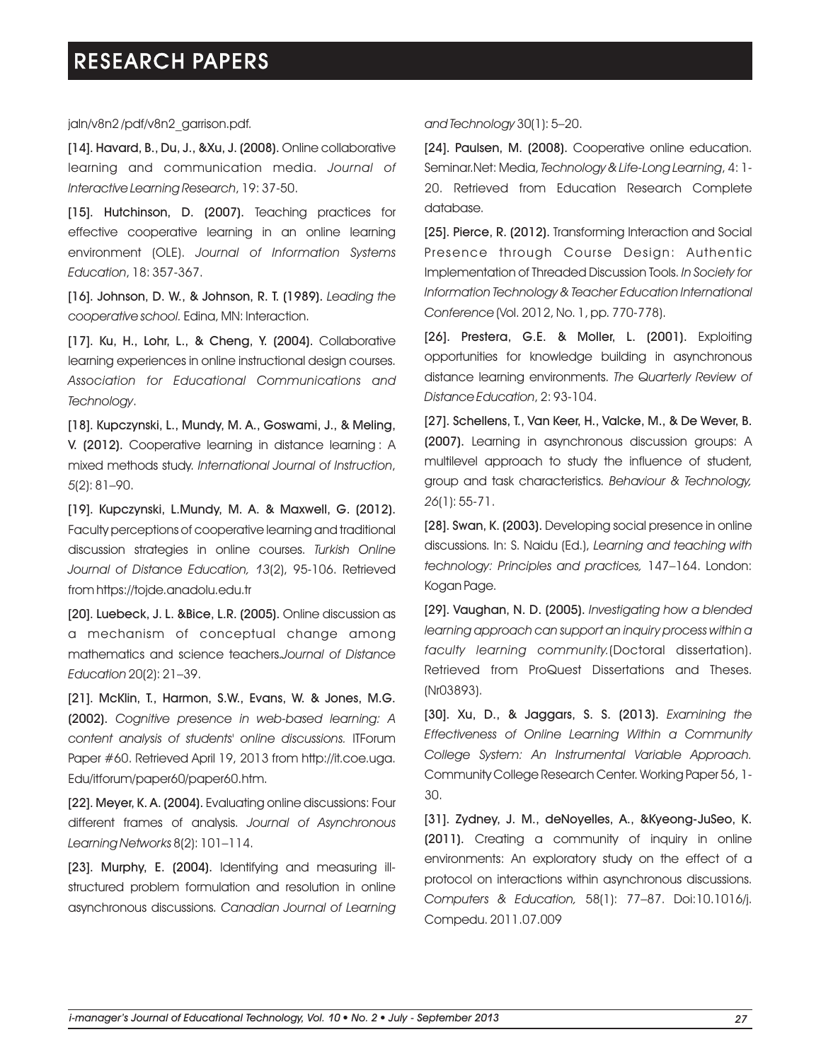jaln/v8n2 /pdf/v8n2_garrison.pdf.

**[14]. Havard, B., Du, J., &Xu, J. (2008).** Online collaborative learning and communication media. *Journal of Interactive Learning Research*, 19: 37-50.

**[15]. Hutchinson, D. (2007).** Teaching practices for effective cooperative learning in an online learning environment (OLE). *Journal of Information Systems Education*, 18: 357-367.

**[16]. Johnson, D. W., & Johnson, R. T. (1989).** *Leading the cooperative school.* Edina, MN: Interaction.

**[17]. Ku, H., Lohr, L., & Cheng, Y. (2004).** Collaborative learning experiences in online instructional design courses. *Association for Educational Communications and Technology*.

**[18]. Kupczynski, L., Mundy, M. A., Goswami, J., & Meling, V. (2012).** Cooperative learning in distance learning : A mixed methods study. *International Journal of Instruction*, *5*(2): 81–90.

**[19]. Kupczynski, L.Mundy, M. A. & Maxwell, G. (2012).** Faculty perceptions of cooperative learning and traditional discussion strategies in online courses. *Turkish Online Journal of Distance Education, 13*(2), 95-106. Retrieved from https://tojde.anadolu.edu.tr

**[20]. Luebeck, J. L. &Bice, L.R. (2005).** Online discussion as a mechanism of conceptual change among mathematics and science teachers.*Journal of Distance Education* 20(2): 21–39.

**[21]. McKlin, T., Harmon, S.W., Evans, W. & Jones, M.G. (2002).** *Cognitive presence in web-based learning: A content analysis of students' online discussions.* ITForum Paper #60. Retrieved April 19, 2013 from http://it.coe.uga. Edu/itforum/paper60/paper60.htm.

**[22]. Meyer, K. A. (2004).** Evaluating online discussions: Four different frames of analysis. *Journal of Asynchronous Learning Networks* 8(2): 101–114.

**[23]. Murphy, E. (2004).** Identifying and measuring ill-structured problem formulation and resolution in online asynchronous discussions. *Canadian Journal of Learning and Technology* 30(1): 5–20.

**[24]. Paulsen, M. (2008).** Cooperative online education. Seminar.Net: Media, *Technology & Life-Long Learning*, 4: 1-20. Retrieved from Education Research Complete database.

**[25]. Pierce, R. (2012).** Transforming Interaction and Social Presence through Course Design: Authentic Implementation of Threaded Discussion Tools. *In Society for Information Technology & Teacher Education International Conference* (Vol. 2012, No. 1, pp. 770-778).

**[26]. Prestera, G.E. & Moller, L. (2001).** Exploiting opportunities for knowledge building in asynchronous distance learning environments. *The Quarterly Review of Distance Education*, 2: 93-104.

**[27]. Schellens, T., Van Keer, H., Valcke, M., & De Wever, B. (2007).** Learning in asynchronous discussion groups: A multilevel approach to study the influence of student, group and task characteristics. *Behaviour & Technology, 26*(1): 55-71.

**[28]. Swan, K. (2003).** Developing social presence in online discussions. In: S. Naidu (Ed.), *Learning and teaching with technology: Principles and practices,* 147–164. London: Kogan Page.

**[29]. Vaughan, N. D. (2005).** *Investigating how a blended learning approach can support an inquiry process within a faculty learning community.*(Doctoral dissertation). Retrieved from ProQuest Dissertations and Theses. (Nr03893).

**[30]. Xu, D., & Jaggars, S. S. (2013).** *Examining the Effectiveness of Online Learning Within a Community College System: An Instrumental Variable Approach.* Community College Research Center. Working Paper 56, 1-30.

**[31]. Zydney, J. M., deNoyelles, A., &Kyeong-JuSeo, K. (2011).** Creating a community of inquiry in online environments: An exploratory study on the effect of a protocol on interactions within asynchronous discussions. *Computers & Education,* 58(1): 77–87. Doi:10.1016/j. Compedu. 2011.07.009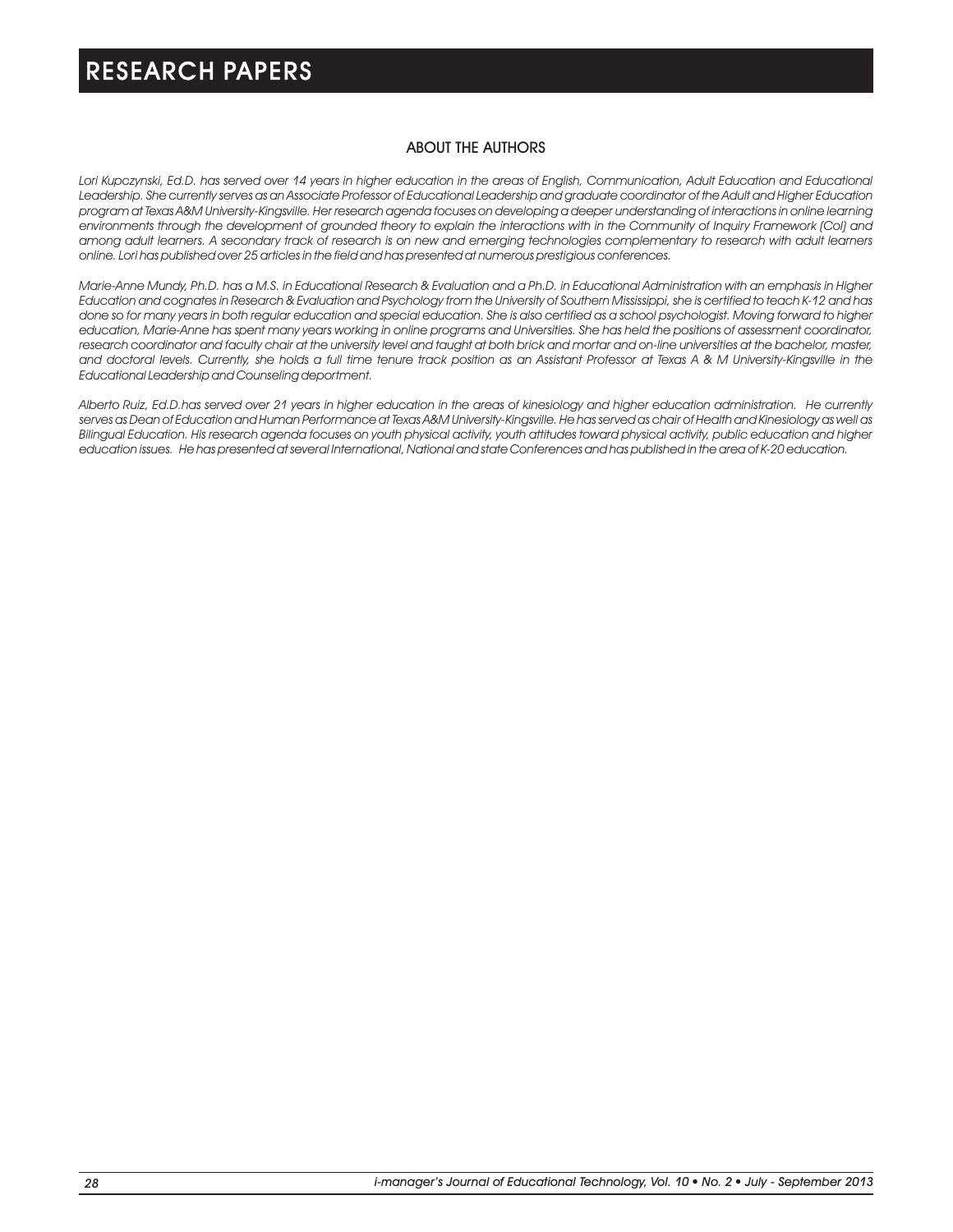## ABOUT THE AUTHORS

*Lori Kupczynski, Ed.D. has served over 14 years in higher education in the areas of English, Communication, Adult Education and Educational Leadership. She currently serves as an Associate Professor of Educational Leadership and graduate coordinator of the Adult and Higher Education program at Texas A&M University-Kingsville. Her research agenda focuses on developing a deeper understanding of interactions in online learning environments through the development of grounded theory to explain the interactions with in the Community of Inquiry Framework (CoI) and among adult learners. A secondary track of research is on new and emerging technologies complementary to research with adult learners online. Lori has published over 25 articles in the field and has presented at numerous prestigious conferences.*

*Marie-Anne Mundy, Ph.D. has a M.S. in Educational Research & Evaluation and a Ph.D. in Educational Administration with an emphasis in Higher Education and cognates in Research & Evaluation and Psychology from the University of Southern Mississippi, she is certified to teach K-12 and has done so for many years in both regular education and special education. She is also certified as a school psychologist. Moving forward to higher education, Marie-Anne has spent many years working in online programs and Universities. She has held the positions of assessment coordinator, research coordinator and faculty chair at the university level and taught at both brick and mortar and on-line universities at the bachelor, master, and doctoral levels. Currently, she holds a full time tenure track position as an Assistant Professor at Texas A & M University-Kingsville in the Educational Leadership and Counseling deportment.*

*Alberto Ruiz, Ed.D.has served over 21 years in higher education in the areas of kinesiology and higher education administration. He currently serves as Dean of Education and Human Performance at Texas A&M University-Kingsville. He has served as chair of Health and Kinesiology as well as Bilingual Education. His research agenda focuses on youth physical activity, youth attitudes toward physical activity, public education and higher education issues. He has presented at several International, National and state Conferences and has published in the area of K-20 education.*